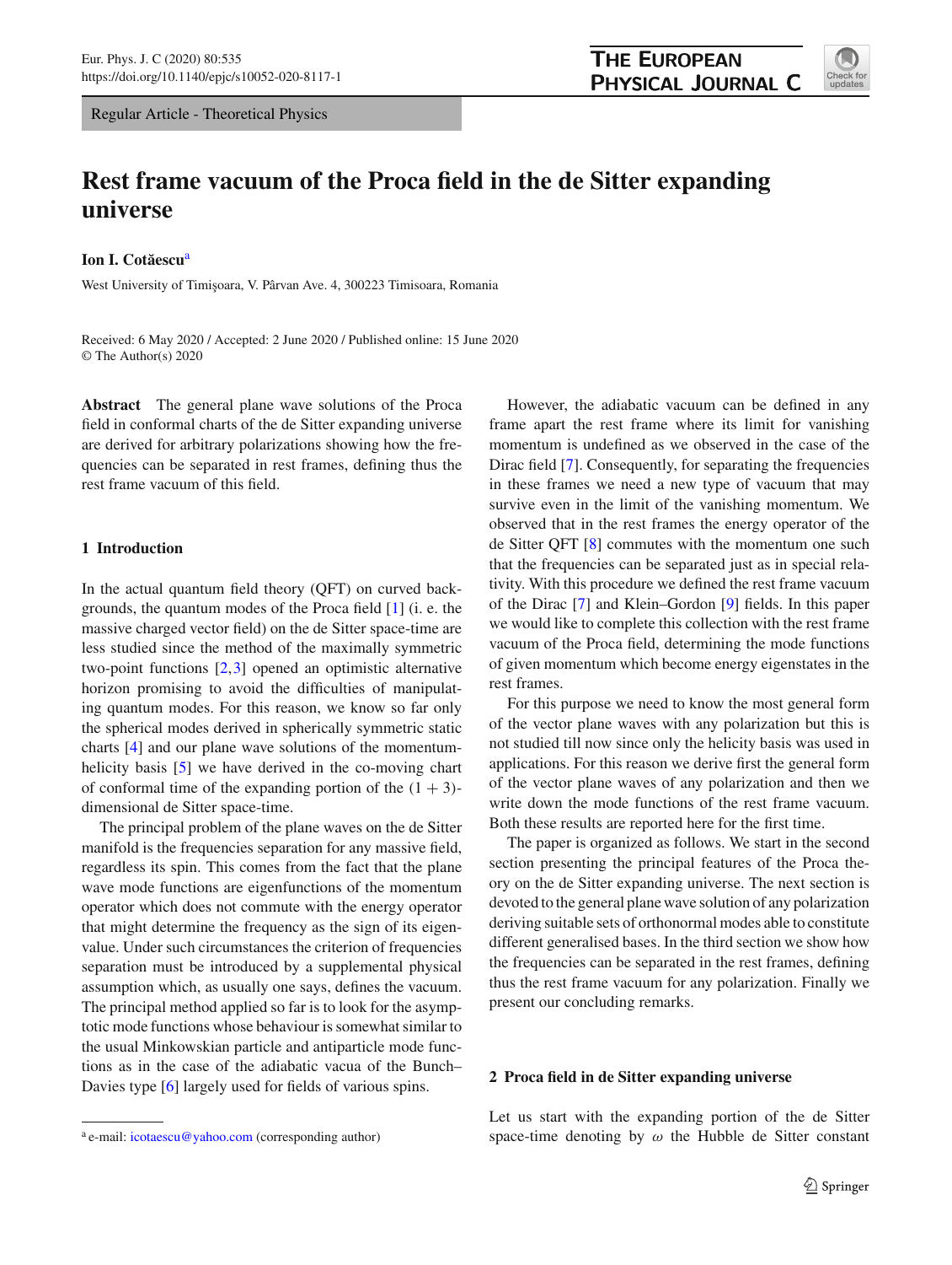Regular Article - Theoretical Physics

# Rest frame vacuum of the Proca field in the de Sitter expanding universe

**Ion I. Cotăescu**[a]

West University of Timişoara, V. Pârvan Ave. 4, 300223 Timisoara, Romania

Received: 6 May 2020 / Accepted: 2 June 2020 / Published online: 15 June 2020
© The Author(s) 2020

**Abstract** The general plane wave solutions of the Proca field in conformal charts of the de Sitter expanding universe are derived for arbitrary polarizations showing how the frequencies can be separated in rest frames, defining thus the rest frame vacuum of this field.

## 1 Introduction

In the actual quantum field theory (QFT) on curved backgrounds, the quantum modes of the Proca field [1] (i. e. the massive charged vector field) on the de Sitter space-time are less studied since the method of the maximally symmetric two-point functions [2,3] opened an optimistic alternative horizon promising to avoid the difficulties of manipulating quantum modes. For this reason, we know so far only the spherical modes derived in spherically symmetric static charts [4] and our plane wave solutions of the momentum-helicity basis [5] we have derived in the co-moving chart of conformal time of the expanding portion of the $(1+3)$-dimensional de Sitter space-time.

The principal problem of the plane waves on the de Sitter manifold is the frequencies separation for any massive field, regardless its spin. This comes from the fact that the plane wave mode functions are eigenfunctions of the momentum operator which does not commute with the energy operator that might determine the frequency as the sign of its eigenvalue. Under such circumstances the criterion of frequencies separation must be introduced by a supplemental physical assumption which, as usually one says, defines the vacuum. The principal method applied so far is to look for the asymptotic mode functions whose behaviour is somewhat similar to the usual Minkowskian particle and antiparticle mode functions as in the case of the adiabatic vacua of the Bunch–Davies type [6] largely used for fields of various spins.

However, the adiabatic vacuum can be defined in any frame apart the rest frame where its limit for vanishing momentum is undefined as we observed in the case of the Dirac field [7]. Consequently, for separating the frequencies in these frames we need a new type of vacuum that may survive even in the limit of the vanishing momentum. We observed that in the rest frames the energy operator of the de Sitter QFT [8] commutes with the momentum one such that the frequencies can be separated just as in special relativity. With this procedure we defined the rest frame vacuum of the Dirac [7] and Klein–Gordon [9] fields. In this paper we would like to complete this collection with the rest frame vacuum of the Proca field, determining the mode functions of given momentum which become energy eigenstates in the rest frames.

For this purpose we need to know the most general form of the vector plane waves with any polarization but this is not studied till now since only the helicity basis was used in applications. For this reason we derive first the general form of the vector plane waves of any polarization and then we write down the mode functions of the rest frame vacuum. Both these results are reported here for the first time.

The paper is organized as follows. We start in the second section presenting the principal features of the Proca theory on the de Sitter expanding universe. The next section is devoted to the general plane wave solution of any polarization deriving suitable sets of orthonormal modes able to constitute different generalised bases. In the third section we show how the frequencies can be separated in the rest frames, defining thus the rest frame vacuum for any polarization. Finally we present our concluding remarks.

## 2 Proca field in de Sitter expanding universe

Let us start with the expanding portion of the de Sitter space-time denoting by $\omega$ the Hubble de Sitter constant

[a] e-mail: icotaescu@yahoo.com (corresponding author)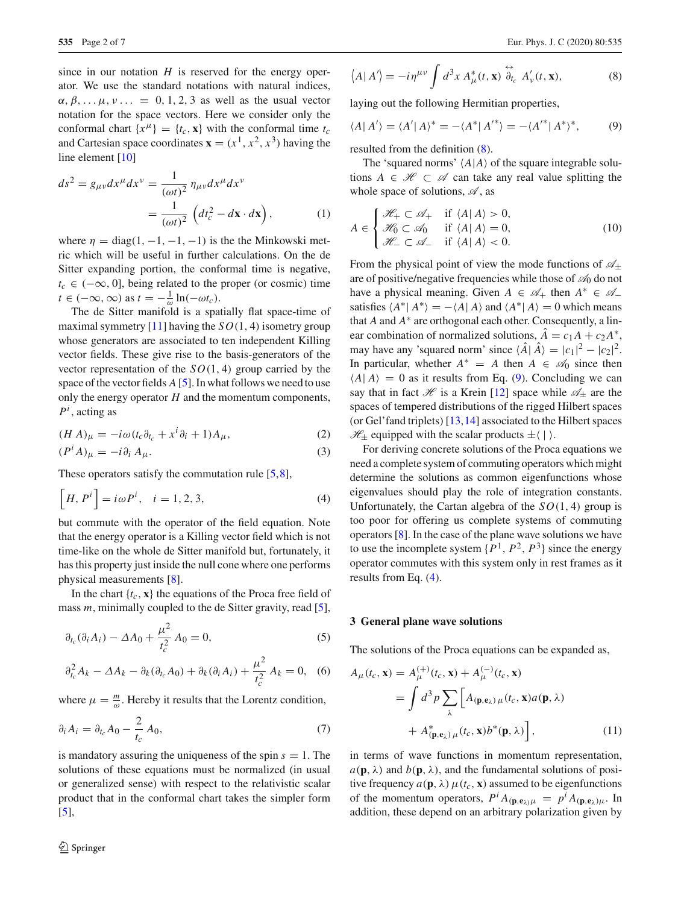since in our notation $H$ is reserved for the energy operator. We use the standard notations with natural indices, $\alpha, \beta, \ldots \mu, \nu \ldots = 0, 1, 2, 3$ as well as the usual vector notation for the space vectors. Here we consider only the conformal chart $\{x^\mu\} = \{t_c, \mathbf{x}\}$ with the conformal time $t_c$ and Cartesian space coordinates $\mathbf{x} = (x^1, x^2, x^3)$ having the line element [10]

$$ds^2 = g_{\mu\nu} dx^\mu dx^\nu = \frac{1}{(\omega t)^2}\, \eta_{\mu\nu} dx^\mu dx^\nu = \frac{1}{(\omega t)^2}\left(dt_c^2 - d\mathbf{x}\cdot d\mathbf{x}\right), \tag{1}$$

where $\eta = \text{diag}(1, -1, -1, -1)$ is the the Minkowski metric which will be useful in further calculations. On the de Sitter expanding portion, the conformal time is negative, $t_c \in (-\infty, 0]$, being related to the proper (or cosmic) time $t \in (-\infty, \infty)$ as $t = -\frac{1}{\omega}\ln(-\omega t_c)$.

The de Sitter manifold is a spatially flat space-time of maximal symmetry [11] having the $SO(1,4)$ isometry group whose generators are associated to ten independent Killing vector fields. These give rise to the basis-generators of the vector representation of the $SO(1,4)$ group carried by the space of the vector fields $A$ [5]. In what follows we need to use only the energy operator $H$ and the momentum components, $P^i$, acting as

$$(H\, A)_\mu = -i\omega(t_c\partial_{t_c} + x^i\partial_i + 1)A_\mu, \tag{2}$$

$$(P^i A)_\mu = -i\partial_i\, A_\mu. \tag{3}$$

These operators satisfy the commutation rule [5,8],

$$\left[H, P^i\right] = i\omega P^i, \quad i = 1, 2, 3, \tag{4}$$

but commute with the operator of the field equation. Note that the energy operator is a Killing vector field which is not time-like on the whole de Sitter manifold but, fortunately, it has this property just inside the null cone where one performs physical measurements [8].

In the chart $\{t_c, \mathbf{x}\}$ the equations of the Proca free field of mass $m$, minimally coupled to the de Sitter gravity, read [5],

$$\partial_{t_c}(\partial_i A_i) - \Delta A_0 + \frac{\mu^2}{t_c^2}\, A_0 = 0, \tag{5}$$

$$\partial_{t_c}^2 A_k - \Delta A_k - \partial_k(\partial_{t_c} A_0) + \partial_k(\partial_i A_i) + \frac{\mu^2}{t_c^2}\, A_k = 0, \tag{6}$$

where $\mu = \frac{m}{\omega}$. Hereby it results that the Lorentz condition,

$$\partial_i A_i = \partial_{t_c} A_0 - \frac{2}{t_c}\, A_0, \tag{7}$$

is mandatory assuring the uniqueness of the spin $s = 1$. The solutions of these equations must be normalized (in usual or generalized sense) with respect to the relativistic scalar product that in the conformal chart takes the simpler form [5],

$$\left\langle A \middle| A'\right\rangle = -i\eta^{\mu\nu}\int d^3x\, A^*_\mu(t, \mathbf{x}) \overset{\leftrightarrow}{\partial_{t_c}}\, A'_\nu(t, \mathbf{x}), \tag{8}$$

laying out the following Hermitian properties,

$$\langle A|\, A'\rangle = \langle A'|\, A\rangle^* = -\langle A^*|\, A'^*\rangle = -\langle A'^*|\, A^*\rangle^*, \tag{9}$$

resulted from the definition (8).

The 'squared norms' $\langle A|A\rangle$ of the square integrable solutions $A \in \mathscr{H} \subset \mathscr{A}$ can take any real value splitting the whole space of solutions, $\mathscr{A}$, as

$$A \in \begin{cases} \mathscr{H}_+ \subset \mathscr{A}_+ & \text{if } \langle A|\, A\rangle > 0, \\ \mathscr{H}_0 \subset \mathscr{A}_0 & \text{if } \langle A|\, A\rangle = 0, \\ \mathscr{H}_- \subset \mathscr{A}_- & \text{if } \langle A|\, A\rangle < 0. \end{cases} \tag{10}$$

From the physical point of view the mode functions of $\mathscr{A}_\pm$ are of positive/negative frequencies while those of $\mathscr{A}_0$ do not have a physical meaning. Given $A \in \mathscr{A}_+$ then $A^* \in \mathscr{A}_-$ satisfies $\langle A^*|\, A^*\rangle = -\langle A|\, A\rangle$ and $\langle A^*|\, A\rangle = 0$ which means that $A$ and $A^*$ are orthogonal each other. Consequently, a linear combination of normalized solutions, $\hat{A} = c_1 A + c_2 A^*$, may have any 'squared norm' since $\langle \hat{A}|\, \hat{A}\rangle = |c_1|^2 - |c_2|^2$. In particular, whether $A^* = A$ then $A \in \mathscr{A}_0$ since then $\langle A|\, A\rangle = 0$ as it results from Eq. (9). Concluding we can say that in fact $\mathscr{H}$ is a Krein [12] space while $\mathscr{A}_\pm$ are the spaces of tempered distributions of the rigged Hilbert spaces (or Gel'fand triplets) [13,14] associated to the Hilbert spaces $\mathscr{H}_\pm$ equipped with the scalar products $\pm\langle\, |\, \rangle$.

For deriving concrete solutions of the Proca equations we need a complete system of commuting operators which might determine the solutions as common eigenfunctions whose eigenvalues should play the role of integration constants. Unfortunately, the Cartan algebra of the $SO(1,4)$ group is too poor for offering us complete systems of commuting operators [8]. In the case of the plane wave solutions we have to use the incomplete system $\{P^1, P^2, P^3\}$ since the energy operator commutes with this system only in rest frames as it results from Eq. (4).

## 3 General plane wave solutions

The solutions of the Proca equations can be expanded as,

$$A_\mu(t_c, \mathbf{x}) = A^{(+)}_\mu(t_c, \mathbf{x}) + A^{(-)}_\mu(t_c, \mathbf{x}) = \int d^3p \sum_\lambda \Big[A_{(\mathbf{p}, \mathbf{e}_\lambda)\,\mu}(t_c, \mathbf{x}) a(\mathbf{p}, \lambda) + A^*_{(\mathbf{p}, \mathbf{e}_\lambda)\,\mu}(t_c, \mathbf{x}) b^*(\mathbf{p}, \lambda)\Big], \tag{11}$$

in terms of wave functions in momentum representation, $a(\mathbf{p}, \lambda)$ and $b(\mathbf{p}, \lambda)$, and the fundamental solutions of positive frequency $a(\mathbf{p}, \lambda)\,\mu(t_c, \mathbf{x})$ assumed to be eigenfunctions of the momentum operators, $P^i A_{(\mathbf{p}, \mathbf{e}_\lambda)\mu} = p^i A_{(\mathbf{p}, \mathbf{e}_\lambda)\mu}$. In addition, these depend on an arbitrary polarization given by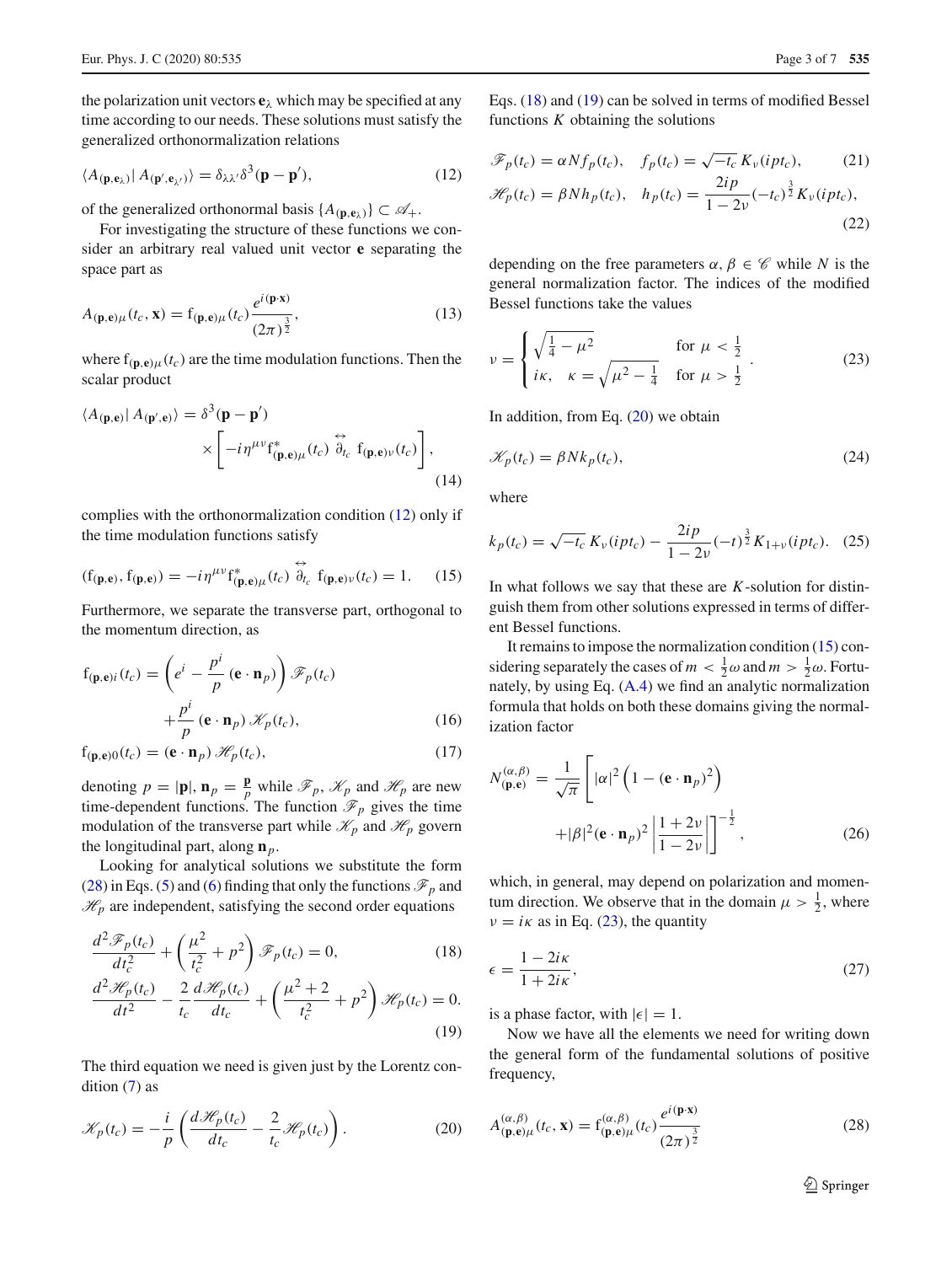the polarization unit vectors $\mathbf{e}_\lambda$ which may be specified at any time according to our needs. These solutions must satisfy the generalized orthonormalization relations

$$\langle A_{(\mathbf{p},\mathbf{e}_\lambda)} | A_{(\mathbf{p}',\mathbf{e}_{\lambda'})}\rangle = \delta_{\lambda\lambda'}\delta^3(\mathbf{p}-\mathbf{p}'), \tag{12}$$

of the generalized orthonormal basis $\{A_{(\mathbf{p},\mathbf{e}_\lambda)}\} \subset \mathscr{A}_+$.

For investigating the structure of these functions we consider an arbitrary real valued unit vector $\mathbf{e}$ separating the space part as

$$A_{(\mathbf{p},\mathbf{e})\mu}(t_c,\mathbf{x}) = \mathrm{f}_{(\mathbf{p},\mathbf{e})\mu}(t_c)\frac{e^{i(\mathbf{p}\cdot\mathbf{x})}}{(2\pi)^{\frac{3}{2}}}, \tag{13}$$

where $\mathrm{f}_{(\mathbf{p},\mathbf{e})\mu}(t_c)$ are the time modulation functions. Then the scalar product

$$\langle A_{(\mathbf{p},\mathbf{e})} | A_{(\mathbf{p}',\mathbf{e})}\rangle = \delta^3(\mathbf{p}-\mathbf{p}') \times \left[-i\eta^{\mu\nu}\mathrm{f}^*_{(\mathbf{p},\mathbf{e})\mu}(t_c)\overleftrightarrow{\partial_{t_c}}\,\mathrm{f}_{(\mathbf{p},\mathbf{e})\nu}(t_c)\right], \tag{14}$$

complies with the orthonormalization condition (12) only if the time modulation functions satisfy

$$(\mathrm{f}_{(\mathbf{p},\mathbf{e})},\mathrm{f}_{(\mathbf{p},\mathbf{e})}) = -i\eta^{\mu\nu}\mathrm{f}^*_{(\mathbf{p},\mathbf{e})\mu}(t_c)\overleftrightarrow{\partial_{t_c}}\,\mathrm{f}_{(\mathbf{p},\mathbf{e})\nu}(t_c) = 1. \tag{15}$$

Furthermore, we separate the transverse part, orthogonal to the momentum direction, as

$$\mathrm{f}_{(\mathbf{p},\mathbf{e})i}(t_c) = \left(e^i - \frac{p^i}{p}(\mathbf{e}\cdot\mathbf{n}_p)\right)\mathscr{F}_p(t_c) + \frac{p^i}{p}(\mathbf{e}\cdot\mathbf{n}_p)\mathscr{K}_p(t_c), \tag{16}$$

$$\mathrm{f}_{(\mathbf{p},\mathbf{e})0}(t_c) = (\mathbf{e}\cdot\mathbf{n}_p)\mathscr{H}_p(t_c), \tag{17}$$

denoting $p = |\mathbf{p}|$, $\mathbf{n}_p = \frac{\mathbf{p}}{p}$ while $\mathscr{F}_p$, $\mathscr{K}_p$ and $\mathscr{H}_p$ are new time-dependent functions. The function $\mathscr{F}_p$ gives the time modulation of the transverse part while $\mathscr{K}_p$ and $\mathscr{H}_p$ govern the longitudinal part, along $\mathbf{n}_p$.

Looking for analytical solutions we substitute the form (28) in Eqs. (5) and (6) finding that only the functions $\mathscr{F}_p$ and $\mathscr{H}_p$ are independent, satisfying the second order equations

$$\frac{d^2\mathscr{F}_p(t_c)}{dt_c^2} + \left(\frac{\mu^2}{t_c^2}+p^2\right)\mathscr{F}_p(t_c) = 0, \tag{18}$$

$$\frac{d^2\mathscr{H}_p(t_c)}{dt^2} - \frac{2}{t_c}\frac{d\mathscr{H}_p(t_c)}{dt_c} + \left(\frac{\mu^2+2}{t_c^2}+p^2\right)\mathscr{H}_p(t_c) = 0. \tag{19}$$

The third equation we need is given just by the Lorentz condition (7) as

$$\mathscr{K}_p(t_c) = -\frac{i}{p}\left(\frac{d\mathscr{H}_p(t_c)}{dt_c} - \frac{2}{t_c}\mathscr{H}_p(t_c)\right). \tag{20}$$

Eqs. (18) and (19) can be solved in terms of modified Bessel functions $K$ obtaining the solutions

$$\mathscr{F}_p(t_c) = \alpha N f_p(t_c), \quad f_p(t_c) = \sqrt{-t_c}\,K_\nu(ipt_c), \tag{21}$$

$$\mathscr{H}_p(t_c) = \beta N h_p(t_c), \quad h_p(t_c) = \frac{2ip}{1-2\nu}(-t_c)^{\frac{3}{2}}K_\nu(ipt_c), \tag{22}$$

depending on the free parameters $\alpha, \beta \in \mathscr{C}$ while $N$ is the general normalization factor. The indices of the modified Bessel functions take the values

$$\nu = \begin{cases} \sqrt{\frac{1}{4}-\mu^2} & \text{for } \mu < \frac{1}{2} \\ i\kappa, \quad \kappa = \sqrt{\mu^2-\frac{1}{4}} & \text{for } \mu > \frac{1}{2} \end{cases}. \tag{23}$$

In addition, from Eq. (20) we obtain

$$\mathscr{K}_p(t_c) = \beta N k_p(t_c), \tag{24}$$

where

$$k_p(t_c) = \sqrt{-t_c}\,K_\nu(ipt_c) - \frac{2ip}{1-2\nu}(-t)^{\frac{3}{2}}K_{1+\nu}(ipt_c). \tag{25}$$

In what follows we say that these are $K$-solution for distinguish them from other solutions expressed in terms of different Bessel functions.

It remains to impose the normalization condition (15) considering separately the cases of $m < \frac{1}{2}\omega$ and $m > \frac{1}{2}\omega$. Fortunately, by using Eq. (A.4) we find an analytic normalization formula that holds on both these domains giving the normalization factor

$$N^{(\alpha,\beta)}_{(\mathbf{p},\mathbf{e})} = \frac{1}{\sqrt{\pi}}\left[|\alpha|^2\left(1-(\mathbf{e}\cdot\mathbf{n}_p)^2\right) + |\beta|^2(\mathbf{e}\cdot\mathbf{n}_p)^2\left|\frac{1+2\nu}{1-2\nu}\right|\right]^{-\frac{1}{2}}, \tag{26}$$

which, in general, may depend on polarization and momentum direction. We observe that in the domain $\mu > \frac{1}{2}$, where $\nu = i\kappa$ as in Eq. (23), the quantity

$$\epsilon = \frac{1-2i\kappa}{1+2i\kappa}, \tag{27}$$

is a phase factor, with $|\epsilon| = 1$.

Now we have all the elements we need for writing down the general form of the fundamental solutions of positive frequency,

$$A^{(\alpha,\beta)}_{(\mathbf{p},\mathbf{e})\mu}(t_c,\mathbf{x}) = \mathrm{f}^{(\alpha,\beta)}_{(\mathbf{p},\mathbf{e})\mu}(t_c)\frac{e^{i(\mathbf{p}\cdot\mathbf{x})}}{(2\pi)^{\frac{3}{2}}} \tag{28}$$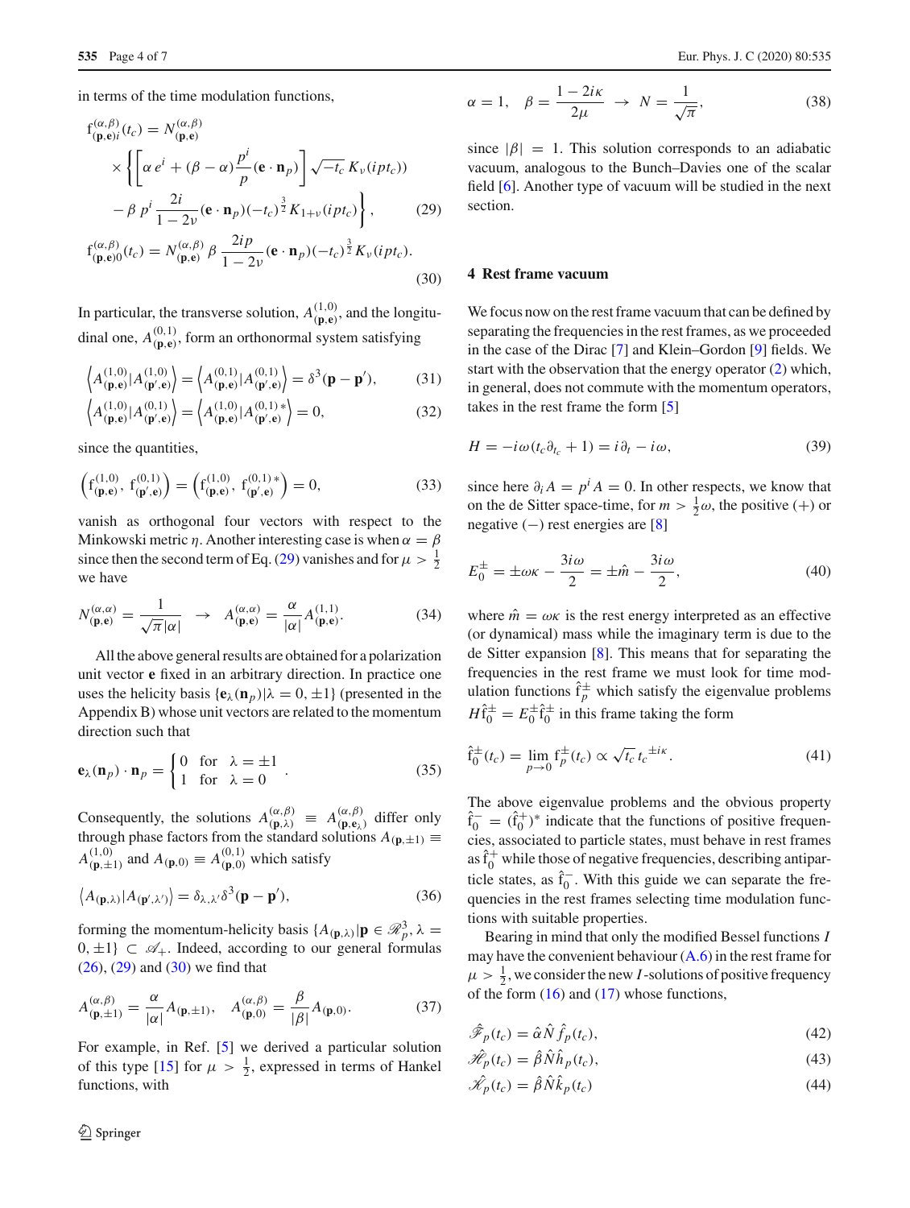in terms of the time modulation functions,

$$\mathrm{f}^{(\alpha,\beta)}_{(\mathbf{p},\mathbf{e})i}(t_c) = N^{(\alpha,\beta)}_{(\mathbf{p},\mathbf{e})} \times \left\{ \left[ \alpha\, e^i + (\beta-\alpha)\frac{p^i}{p}(\mathbf{e}\cdot\mathbf{n}_p) \right] \sqrt{-t_c}\, K_\nu(ipt_c)) - \beta\, p^i \frac{2i}{1-2\nu}(\mathbf{e}\cdot\mathbf{n}_p)(-t_c)^{\frac{3}{2}} K_{1+\nu}(ipt_c) \right\}, \tag{29}$$

$$\mathrm{f}^{(\alpha,\beta)}_{(\mathbf{p},\mathbf{e})0}(t_c) = N^{(\alpha,\beta)}_{(\mathbf{p},\mathbf{e})}\, \beta\, \frac{2ip}{1-2\nu}(\mathbf{e}\cdot\mathbf{n}_p)(-t_c)^{\frac{3}{2}} K_\nu(ipt_c). \tag{30}$$

In particular, the transverse solution, $A^{(1,0)}_{(\mathbf{p},\mathbf{e})}$, and the longitudinal one, $A^{(0,1)}_{(\mathbf{p},\mathbf{e})}$, form an orthonormal system satisfying

$$\left\langle A^{(1,0)}_{(\mathbf{p},\mathbf{e})} | A^{(1,0)}_{(\mathbf{p}',\mathbf{e})} \right\rangle = \left\langle A^{(0,1)}_{(\mathbf{p},\mathbf{e})} | A^{(0,1)}_{(\mathbf{p}',\mathbf{e})} \right\rangle = \delta^3(\mathbf{p}-\mathbf{p}'), \tag{31}$$

$$\left\langle A^{(1,0)}_{(\mathbf{p},\mathbf{e})} | A^{(0,1)}_{(\mathbf{p}',\mathbf{e})} \right\rangle = \left\langle A^{(1,0)}_{(\mathbf{p},\mathbf{e})} | A^{(0,1)\,*}_{(\mathbf{p}',\mathbf{e})} \right\rangle = 0, \tag{32}$$

since the quantities,

$$\left( \mathrm{f}^{(1,0)}_{(\mathbf{p},\mathbf{e})},\, \mathrm{f}^{(0,1)}_{(\mathbf{p}',\mathbf{e})} \right) = \left( \mathrm{f}^{(1,0)}_{(\mathbf{p},\mathbf{e})},\, \mathrm{f}^{(0,1)\,*}_{(\mathbf{p}',\mathbf{e})} \right) = 0, \tag{33}$$

vanish as orthogonal four vectors with respect to the Minkowski metric $\eta$. Another interesting case is when $\alpha=\beta$ since then the second term of Eq. (29) vanishes and for $\mu > \frac{1}{2}$ we have

$$N^{(\alpha,\alpha)}_{(\mathbf{p},\mathbf{e})} = \frac{1}{\sqrt{\pi}|\alpha|} \;\rightarrow\; A^{(\alpha,\alpha)}_{(\mathbf{p},\mathbf{e})} = \frac{\alpha}{|\alpha|} A^{(1,1)}_{(\mathbf{p},\mathbf{e})}. \tag{34}$$

All the above general results are obtained for a polarization unit vector $\mathbf{e}$ fixed in an arbitrary direction. In practice one uses the helicity basis $\{\mathbf{e}_\lambda(\mathbf{n}_p)|\lambda=0,\pm1\}$ (presented in the Appendix B) whose unit vectors are related to the momentum direction such that

$$\mathbf{e}_\lambda(\mathbf{n}_p)\cdot\mathbf{n}_p = \begin{cases} 0 & \text{for} \quad \lambda=\pm1 \\ 1 & \text{for} \quad \lambda=0 \end{cases}. \tag{35}$$

Consequently, the solutions $A^{(\alpha,\beta)}_{(\mathbf{p},\lambda)} \equiv A^{(\alpha,\beta)}_{(\mathbf{p},\mathbf{e}_\lambda)}$ differ only through phase factors from the standard solutions $A_{(\mathbf{p},\pm1)} \equiv A^{(1,0)}_{(\mathbf{p},\pm1)}$ and $A_{(\mathbf{p},0)} \equiv A^{(0,1)}_{(\mathbf{p},0)}$ which satisfy

$$\left\langle A_{(\mathbf{p},\lambda)} | A_{(\mathbf{p}',\lambda')} \right\rangle = \delta_{\lambda,\lambda'}\delta^3(\mathbf{p}-\mathbf{p}'), \tag{36}$$

forming the momentum-helicity basis $\{A_{(\mathbf{p},\lambda)}|\mathbf{p}\in\mathscr{R}^3_p, \lambda=0,\pm1\} \subset \mathscr{A}_+$. Indeed, according to our general formulas (26), (29) and (30) we find that

$$A^{(\alpha,\beta)}_{(\mathbf{p},\pm1)} = \frac{\alpha}{|\alpha|}A_{(\mathbf{p},\pm1)}, \quad A^{(\alpha,\beta)}_{(\mathbf{p},0)} = \frac{\beta}{|\beta|}A_{(\mathbf{p},0)}. \tag{37}$$

For example, in Ref. [5] we derived a particular solution of this type [15] for $\mu > \frac{1}{2}$, expressed in terms of Hankel functions, with

$$\alpha = 1, \quad \beta = \frac{1-2i\kappa}{2\mu} \;\rightarrow\; N = \frac{1}{\sqrt{\pi}}, \tag{38}$$

since $|\beta|=1$. This solution corresponds to an adiabatic vacuum, analogous to the Bunch–Davies one of the scalar field [6]. Another type of vacuum will be studied in the next section.

## 4 Rest frame vacuum

We focus now on the rest frame vacuum that can be defined by separating the frequencies in the rest frames, as we proceeded in the case of the Dirac [7] and Klein–Gordon [9] fields. We start with the observation that the energy operator (2) which, in general, does not commute with the momentum operators, takes in the rest frame the form [5]

$$H = -i\omega(t_c\partial_{t_c}+1) = i\partial_t - i\omega, \tag{39}$$

since here $\partial_i A = p^i A = 0$. In other respects, we know that on the de Sitter space-time, for $m > \frac{1}{2}\omega$, the positive (+) or negative (−) rest energies are [8]

$$E_0^\pm = \pm\omega\kappa - \frac{3i\omega}{2} = \pm\hat{m} - \frac{3i\omega}{2}, \tag{40}$$

where $\hat{m}=\omega\kappa$ is the rest energy interpreted as an effective (or dynamical) mass while the imaginary term is due to the de Sitter expansion [8]. This means that for separating the frequencies in the rest frame we must look for time modulation functions $\hat{\mathrm{f}}_p^\pm$ which satisfy the eigenvalue problems $H\hat{\mathrm{f}}_0^\pm = E_0^\pm\hat{\mathrm{f}}_0^\pm$ in this frame taking the form

$$\hat{\mathrm{f}}_0^\pm(t_c) = \lim_{p\to0}\mathrm{f}_p^\pm(t_c) \propto \sqrt{t_c}\, t_c^{\,\pm i\kappa}. \tag{41}$$

The above eigenvalue problems and the obvious property $\hat{\mathrm{f}}_0^- = (\hat{\mathrm{f}}_0^+)^*$ indicate that the functions of positive frequencies, associated to particle states, must behave in rest frames as $\hat{\mathrm{f}}_0^+$ while those of negative frequencies, describing antiparticle states, as $\hat{\mathrm{f}}_0^-$. With this guide we can separate the frequencies in the rest frames selecting time modulation functions with suitable properties.

Bearing in mind that only the modified Bessel functions $I$ may have the convenient behaviour (A.6) in the rest frame for $\mu > \frac{1}{2}$, we consider the new $I$-solutions of positive frequency of the form (16) and (17) whose functions,

$$\hat{\mathscr{F}}_p(t_c) = \hat{\alpha}\hat{N}\hat{f}_p(t_c), \tag{42}$$

$$\hat{\mathscr{H}}_p(t_c) = \hat{\beta}\hat{N}\hat{h}_p(t_c), \tag{43}$$

$$\hat{\mathscr{K}}_p(t_c) = \hat{\beta}\hat{N}\hat{k}_p(t_c) \tag{44}$$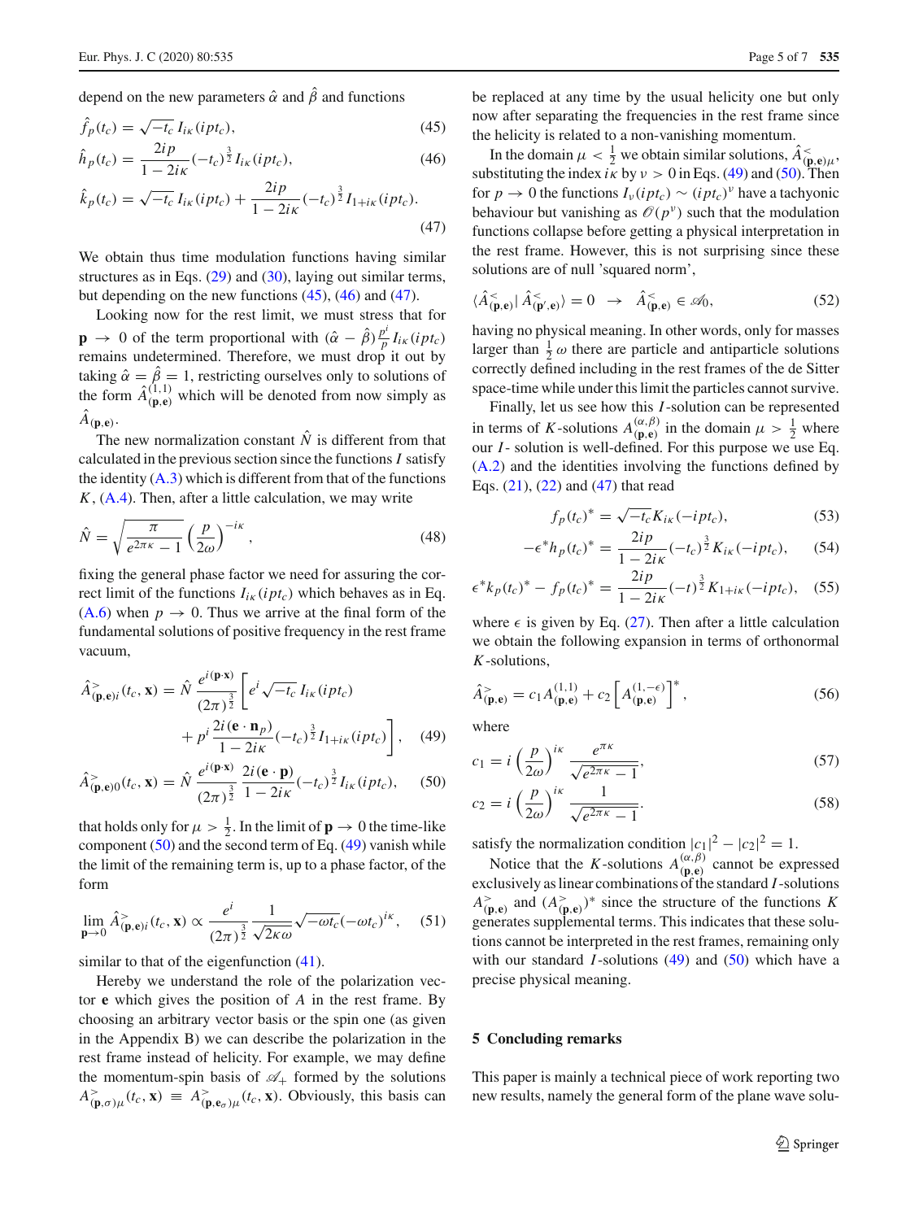depend on the new parameters $\hat{\alpha}$ and $\hat{\beta}$ and functions

$$\hat{f}_p(t_c) = \sqrt{-t_c}\, I_{i\kappa}(ipt_c), \tag{45}$$

$$\hat{h}_p(t_c) = \frac{2ip}{1-2i\kappa}(-t_c)^{\frac{3}{2}} I_{i\kappa}(ipt_c), \tag{46}$$

$$\hat{k}_p(t_c) = \sqrt{-t_c}\, I_{i\kappa}(ipt_c) + \frac{2ip}{1-2i\kappa}(-t_c)^{\frac{3}{2}} I_{1+i\kappa}(ipt_c). \tag{47}$$

We obtain thus time modulation functions having similar structures as in Eqs. (29) and (30), laying out similar terms, but depending on the new functions (45), (46) and (47).

Looking now for the rest limit, we must stress that for $\mathbf{p} \to 0$ of the term proportional with $(\hat{\alpha} - \hat{\beta})\frac{p^i}{p} I_{i\kappa}(ipt_c)$ remains undetermined. Therefore, we must drop it out by taking $\hat{\alpha} = \hat{\beta} = 1$, restricting ourselves only to solutions of the form $\hat{A}^{(1,1)}_{(\mathbf{p},\mathbf{e})}$ which will be denoted from now simply as $\hat{A}_{(\mathbf{p},\mathbf{e})}$.

The new normalization constant $\hat{N}$ is different from that calculated in the previous section since the functions $I$ satisfy the identity (A.3) which is different from that of the functions $K$, (A.4). Then, after a little calculation, we may write

$$\hat{N} = \sqrt{\frac{\pi}{e^{2\pi\kappa} - 1}} \left(\frac{p}{2\omega}\right)^{-i\kappa}, \tag{48}$$

fixing the general phase factor we need for assuring the correct limit of the functions $I_{i\kappa}(ipt_c)$ which behaves as in Eq. (A.6) when $p \to 0$. Thus we arrive at the final form of the fundamental solutions of positive frequency in the rest frame vacuum,

$$\hat{A}^{>}_{(\mathbf{p},\mathbf{e})i}(t_c, \mathbf{x}) = \hat{N}\, \frac{e^{i(\mathbf{p}\cdot\mathbf{x})}}{(2\pi)^{\frac{3}{2}}} \left[ e^i \sqrt{-t_c}\, I_{i\kappa}(ipt_c) + p^i \frac{2i(\mathbf{e}\cdot\mathbf{n}_p)}{1-2i\kappa}(-t_c)^{\frac{3}{2}} I_{1+i\kappa}(ipt_c) \right], \tag{49}$$

$$\hat{A}^{>}_{(\mathbf{p},\mathbf{e})0}(t_c, \mathbf{x}) = \hat{N}\, \frac{e^{i(\mathbf{p}\cdot\mathbf{x})}}{(2\pi)^{\frac{3}{2}}} \frac{2i(\mathbf{e}\cdot\mathbf{p})}{1-2i\kappa}(-t_c)^{\frac{3}{2}} I_{i\kappa}(ipt_c), \tag{50}$$

that holds only for $\mu > \frac{1}{2}$. In the limit of $\mathbf{p} \to 0$ the time-like component (50) and the second term of Eq. (49) vanish while the limit of the remaining term is, up to a phase factor, of the form

$$\lim_{\mathbf{p}\to 0} \hat{A}^{>}_{(\mathbf{p},\mathbf{e})i}(t_c, \mathbf{x}) \propto \frac{e^i}{(2\pi)^{\frac{3}{2}}} \frac{1}{\sqrt{2\kappa\omega}} \sqrt{-\omega t_c}(-\omega t_c)^{i\kappa}, \tag{51}$$

similar to that of the eigenfunction (41).

Hereby we understand the role of the polarization vector $\mathbf{e}$ which gives the position of $A$ in the rest frame. By choosing an arbitrary vector basis or the spin one (as given in the Appendix B) we can describe the polarization in the rest frame instead of helicity. For example, we may define the momentum-spin basis of $\mathscr{A}_+$ formed by the solutions $A^{>}_{(\mathbf{p},\sigma)\mu}(t_c, \mathbf{x}) \equiv A^{>}_{(\mathbf{p},\mathbf{e}_\sigma)\mu}(t_c, \mathbf{x})$. Obviously, this basis can be replaced at any time by the usual helicity one but only now after separating the frequencies in the rest frame since the helicity is related to a non-vanishing momentum.

In the domain $\mu < \frac{1}{2}$ we obtain similar solutions, $\hat{A}^{<}_{(\mathbf{p},\mathbf{e})\mu}$, substituting the index $i\kappa$ by $\nu > 0$ in Eqs. (49) and (50). Then for $p \to 0$ the functions $I_\nu(ipt_c) \sim (ipt_c)^\nu$ have a tachyonic behaviour but vanishing as $\mathscr{O}(p^\nu)$ such that the modulation functions collapse before getting a physical interpretation in the rest frame. However, this is not surprising since these solutions are of null 'squared norm',

$$\langle \hat{A}^{<}_{(\mathbf{p},\mathbf{e})} | \hat{A}^{<}_{(\mathbf{p}',\mathbf{e})} \rangle = 0 \quad \to \quad \hat{A}^{<}_{(\mathbf{p},\mathbf{e})} \in \mathscr{A}_0, \tag{52}$$

having no physical meaning. In other words, only for masses larger than $\frac{1}{2}\omega$ there are particle and antiparticle solutions correctly defined including in the rest frames of the de Sitter space-time while under this limit the particles cannot survive.

Finally, let us see how this $I$-solution can be represented in terms of $K$-solutions $A^{(\alpha,\beta)}_{(\mathbf{p},\mathbf{e})}$ in the domain $\mu > \frac{1}{2}$ where our $I$- solution is well-defined. For this purpose we use Eq. (A.2) and the identities involving the functions defined by Eqs. (21), (22) and (47) that read

$$f_p(t_c)^* = \sqrt{-t_c} K_{i\kappa}(-ipt_c), \tag{53}$$

$$-\epsilon^* h_p(t_c)^* = \frac{2ip}{1-2i\kappa}(-t_c)^{\frac{3}{2}} K_{i\kappa}(-ipt_c), \tag{54}$$

$$\epsilon^* k_p(t_c)^* - f_p(t_c)^* = \frac{2ip}{1-2i\kappa}(-t)^{\frac{3}{2}} K_{1+i\kappa}(-ipt_c), \tag{55}$$

where $\epsilon$ is given by Eq. (27). Then after a little calculation we obtain the following expansion in terms of orthonormal $K$-solutions,

$$\hat{A}^{>}_{(\mathbf{p},\mathbf{e})} = c_1 A^{(1,1)}_{(\mathbf{p},\mathbf{e})} + c_2 \left[A^{(1,-\epsilon)}_{(\mathbf{p},\mathbf{e})}\right]^*, \tag{56}$$

where

$$c_1 = i\left(\frac{p}{2\omega}\right)^{i\kappa} \frac{e^{\pi\kappa}}{\sqrt{e^{2\pi\kappa}-1}}, \tag{57}$$

$$c_2 = i\left(\frac{p}{2\omega}\right)^{i\kappa} \frac{1}{\sqrt{e^{2\pi\kappa}-1}}. \tag{58}$$

satisfy the normalization condition $|c_1|^2 - |c_2|^2 = 1$.

Notice that the $K$-solutions $A^{(\alpha,\beta)}_{(\mathbf{p},\mathbf{e})}$ cannot be expressed exclusively as linear combinations of the standard $I$-solutions $A^{>}_{(\mathbf{p},\mathbf{e})}$ and $(A^{>}_{(\mathbf{p},\mathbf{e})})^*$ since the structure of the functions $K$ generates supplemental terms. This indicates that these solutions cannot be interpreted in the rest frames, remaining only with our standard $I$-solutions (49) and (50) which have a precise physical meaning.

## 5 Concluding remarks

This paper is mainly a technical piece of work reporting two new results, namely the general form of the plane wave solu-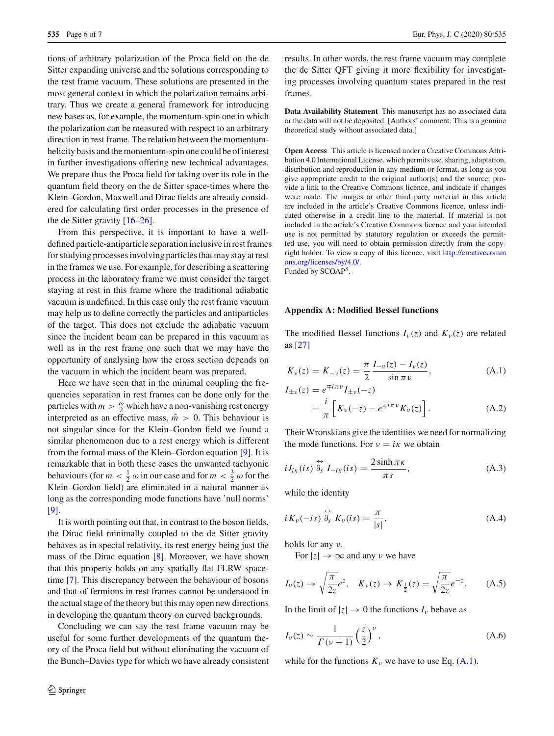tions of arbitrary polarization of the Proca field on the de Sitter expanding universe and the solutions corresponding to the rest frame vacuum. These solutions are presented in the most general context in which the polarization remains arbitrary. Thus we create a general framework for introducing new bases as, for example, the momentum-spin one in which the polarization can be measured with respect to an arbitrary direction in rest frame. The relation between the momentum-helicity basis and the momentum-spin one could be of interest in further investigations offering new technical advantages. We prepare thus the Proca field for taking over its role in the quantum field theory on the de Sitter space-times where the Klein–Gordon, Maxwell and Dirac fields are already considered for calculating first order processes in the presence of the de Sitter gravity [16–26].

From this perspective, it is important to have a well-defined particle-antiparticle separation inclusive in rest frames for studying processes involving particles that may stay at rest in the frames we use. For example, for describing a scattering process in the laboratory frame we must consider the target staying at rest in this frame where the traditional adiabatic vacuum is undefined. In this case only the rest frame vacuum may help us to define correctly the particles and antiparticles of the target. This does not exclude the adiabatic vacuum since the incident beam can be prepared in this vacuum as well as in the rest frame one such that we may have the opportunity of analysing how the cross section depends on the vacuum in which the incident beam was prepared.

Here we have seen that in the minimal coupling the frequencies separation in rest frames can be done only for the particles with $m > \frac{\omega}{2}$ which have a non-vanishing rest energy interpreted as an effective mass, $\hat{m} > 0$. This behaviour is not singular since for the Klein–Gordon field we found a similar phenomenon due to a rest energy which is different from the formal mass of the Klein–Gordon equation [9]. It is remarkable that in both these cases the unwanted tachyonic behaviours (for $m < \frac{1}{2}\,\omega$ in our case and for $m < \frac{3}{2}\,\omega$ for the Klein–Gordon field) are eliminated in a natural manner as long as the corresponding mode functions have 'null norms' [9].

It is worth pointing out that, in contrast to the boson fields, the Dirac field minimally coupled to the de Sitter gravity behaves as in special relativity, its rest energy being just the mass of the Dirac equation [8]. Moreover, we have shown that this property holds on any spatially flat FLRW space-time [7]. This discrepancy between the behaviour of bosons and that of fermions in rest frames cannot be understood in the actual stage of the theory but this may open new directions in developing the quantum theory on curved backgrounds.

Concluding we can say the rest frame vacuum may be useful for some further developments of the quantum theory of the Proca field but without eliminating the vacuum of the Bunch–Davies type for which we have already consistent results. In other words, the rest frame vacuum may complete the de Sitter QFT giving it more flexibility for investigating processes involving quantum states prepared in the rest frames.

**Data Availability Statement** This manuscript has no associated data or the data will not be deposited. [Authors' comment: This is a genuine theoretical study without associated data.]

**Open Access** This article is licensed under a Creative Commons Attribution 4.0 International License, which permits use, sharing, adaptation, distribution and reproduction in any medium or format, as long as you give appropriate credit to the original author(s) and the source, provide a link to the Creative Commons licence, and indicate if changes were made. The images or other third party material in this article are included in the article's Creative Commons licence, unless indicated otherwise in a credit line to the material. If material is not included in the article's Creative Commons licence and your intended use is not permitted by statutory regulation or exceeds the permitted use, you will need to obtain permission directly from the copyright holder. To view a copy of this licence, visit http://creativecommons.org/licenses/by/4.0/.
Funded by SCOAP[3].

## Appendix A: Modified Bessel functions

The modified Bessel functions $I_\nu(z)$ and $K_\nu(z)$ are related as [27]

$$K_\nu(z) = K_{-\nu}(z) = \frac{\pi}{2}\,\frac{I_{-\nu}(z) - I_\nu(z)}{\sin \pi\nu}, \tag{A.1}$$

$$\begin{aligned} I_{\pm\nu}(z) &= e^{\mp i\pi\nu} I_{\pm\nu}(-z) \\ &= \frac{i}{\pi}\left[K_\nu(-z) - e^{\mp i\pi\nu} K_\nu(z)\right]. \end{aligned} \tag{A.2}$$

Their Wronskians give the identities we need for normalizing the mode functions. For $\nu = i\kappa$ we obtain

$$i I_{i\kappa}(is) \overset{\leftrightarrow}{\partial_s} I_{-i\kappa}(is) = \frac{2\sinh \pi\kappa}{\pi s}, \tag{A.3}$$

while the identity

$$i K_\nu(-is) \overset{\leftrightarrow}{\partial_s} K_\nu(is) = \frac{\pi}{|s|}, \tag{A.4}$$

holds for any $\nu$.

For $|z| \to \infty$ and any $\nu$ we have

$$I_\nu(z) \to \sqrt{\frac{\pi}{2z}}e^{z}, \quad K_\nu(z) \to K_{\frac{1}{2}}(z) = \sqrt{\frac{\pi}{2z}}e^{-z}. \tag{A.5}$$

In the limit of $|z| \to 0$ the functions $I_\nu$ behave as

$$I_\nu(z) \sim \frac{1}{\Gamma(\nu+1)}\left(\frac{z}{2}\right)^\nu, \tag{A.6}$$

while for the functions $K_\nu$ we have to use Eq. (A.1).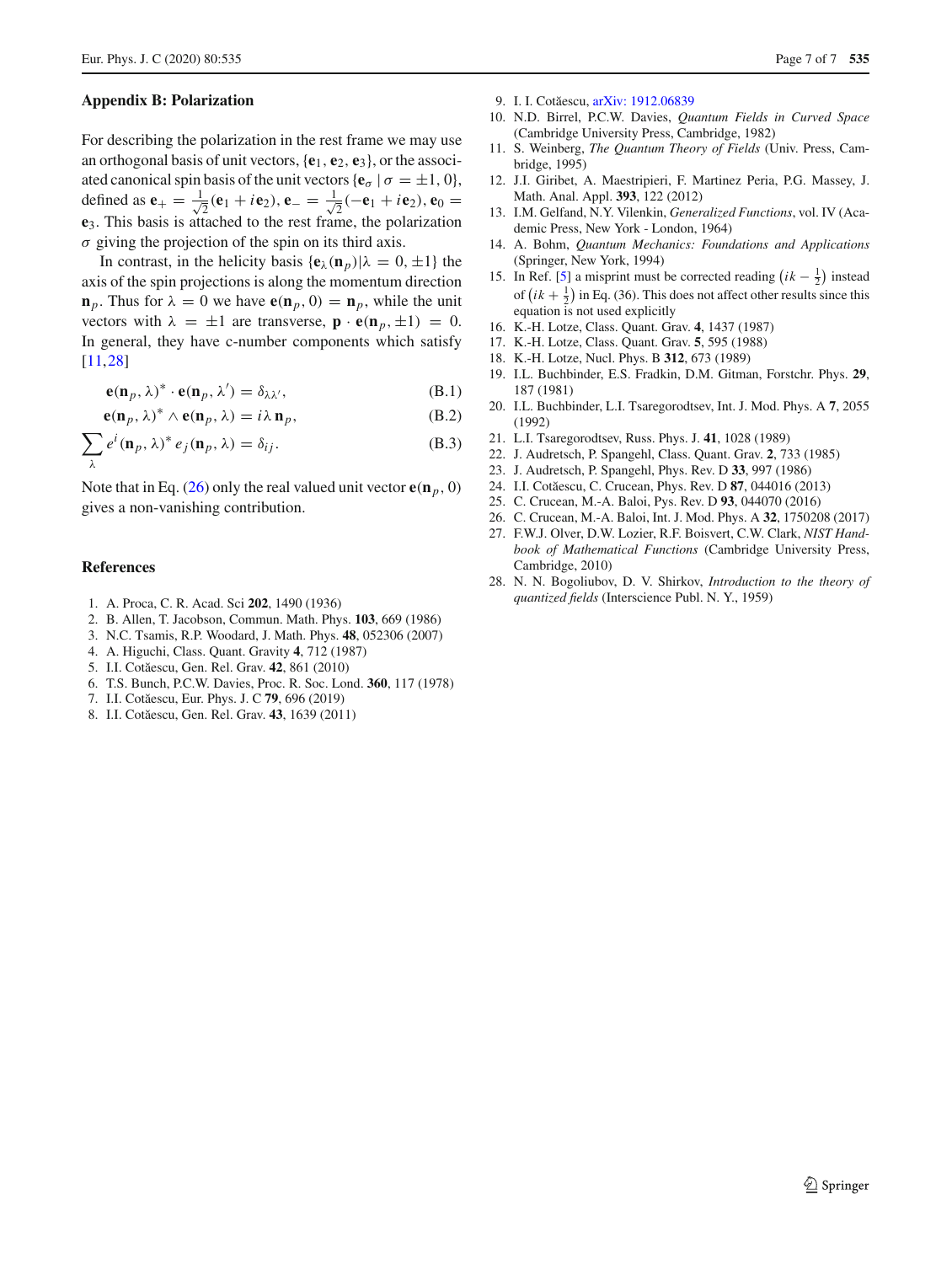## Appendix B: Polarization

For describing the polarization in the rest frame we may use an orthogonal basis of unit vectors, $\{\mathbf{e}_1, \mathbf{e}_2, \mathbf{e}_3\}$, or the associated canonical spin basis of the unit vectors $\{\mathbf{e}_\sigma \,|\, \sigma = \pm 1, 0\}$, defined as $\mathbf{e}_+ = \frac{1}{\sqrt{2}}(\mathbf{e}_1 + i\mathbf{e}_2)$, $\mathbf{e}_- = \frac{1}{\sqrt{2}}(-\mathbf{e}_1 + i\mathbf{e}_2)$, $\mathbf{e}_0 = \mathbf{e}_3$. This basis is attached to the rest frame, the polarization $\sigma$ giving the projection of the spin on its third axis.

In contrast, in the helicity basis $\{\mathbf{e}_\lambda(\mathbf{n}_p) | \lambda = 0, \pm 1\}$ the axis of the spin projections is along the momentum direction $\mathbf{n}_p$. Thus for $\lambda = 0$ we have $\mathbf{e}(\mathbf{n}_p, 0) = \mathbf{n}_p$, while the unit vectors with $\lambda = \pm 1$ are transverse, $\mathbf{p} \cdot \mathbf{e}(\mathbf{n}_p, \pm 1) = 0$. In general, they have c-number components which satisfy [11,28]

$$\mathbf{e}(\mathbf{n}_p, \lambda)^* \cdot \mathbf{e}(\mathbf{n}_p, \lambda') = \delta_{\lambda\lambda'}, \tag{B.1}$$

$$\mathbf{e}(\mathbf{n}_p, \lambda)^* \wedge \mathbf{e}(\mathbf{n}_p, \lambda) = i\lambda\, \mathbf{n}_p, \tag{B.2}$$

$$\sum_\lambda e^i(\mathbf{n}_p, \lambda)^* e_j(\mathbf{n}_p, \lambda) = \delta_{ij}. \tag{B.3}$$

Note that in Eq. (26) only the real valued unit vector $\mathbf{e}(\mathbf{n}_p, 0)$ gives a non-vanishing contribution.

## References

1. A. Proca, C. R. Acad. Sci **202**, 1490 (1936)
2. B. Allen, T. Jacobson, Commun. Math. Phys. **103**, 669 (1986)
3. N.C. Tsamis, R.P. Woodard, J. Math. Phys. **48**, 052306 (2007)
4. A. Higuchi, Class. Quant. Gravity **4**, 712 (1987)
5. I.I. Cotăescu, Gen. Rel. Grav. **42**, 861 (2010)
6. T.S. Bunch, P.C.W. Davies, Proc. R. Soc. Lond. **360**, 117 (1978)
7. I.I. Cotăescu, Eur. Phys. J. C **79**, 696 (2019)
8. I.I. Cotăescu, Gen. Rel. Grav. **43**, 1639 (2011)
9. I. I. Cotăescu, arXiv: 1912.06839
10. N.D. Birrel, P.C.W. Davies, *Quantum Fields in Curved Space* (Cambridge University Press, Cambridge, 1982)
11. S. Weinberg, *The Quantum Theory of Fields* (Univ. Press, Cambridge, 1995)
12. J.I. Giribet, A. Maestripieri, F. Martinez Peria, P.G. Massey, J. Math. Anal. Appl. **393**, 122 (2012)
13. I.M. Gelfand, N.Y. Vilenkin, *Generalized Functions*, vol. IV (Academic Press, New York - London, 1964)
14. A. Bohm, *Quantum Mechanics: Foundations and Applications* (Springer, New York, 1994)
15. In Ref. [5] a misprint must be corrected reading $\left(ik - \frac{1}{2}\right)$ instead of $\left(ik + \frac{1}{2}\right)$ in Eq. (36). This does not affect other results since this equation is not used explicitly
16. K.-H. Lotze, Class. Quant. Grav. **4**, 1437 (1987)
17. K.-H. Lotze, Class. Quant. Grav. **5**, 595 (1988)
18. K.-H. Lotze, Nucl. Phys. B **312**, 673 (1989)
19. I.L. Buchbinder, E.S. Fradkin, D.M. Gitman, Forstchr. Phys. **29**, 187 (1981)
20. I.L. Buchbinder, L.I. Tsaregorodtsev, Int. J. Mod. Phys. A **7**, 2055 (1992)
21. L.I. Tsaregorodtsev, Russ. Phys. J. **41**, 1028 (1989)
22. J. Audretsch, P. Spangehl, Class. Quant. Grav. **2**, 733 (1985)
23. J. Audretsch, P. Spangehl, Phys. Rev. D **33**, 997 (1986)
24. I.I. Cotăescu, C. Crucean, Phys. Rev. D **87**, 044016 (2013)
25. C. Crucean, M.-A. Baloi, Pys. Rev. D **93**, 044070 (2016)
26. C. Crucean, M.-A. Baloi, Int. J. Mod. Phys. A **32**, 1750208 (2017)
27. F.W.J. Olver, D.W. Lozier, R.F. Boisvert, C.W. Clark, *NIST Handbook of Mathematical Functions* (Cambridge University Press, Cambridge, 2010)
28. N. N. Bogoliubov, D. V. Shirkov, *Introduction to the theory of quantized fields* (Interscience Publ. N. Y., 1959)